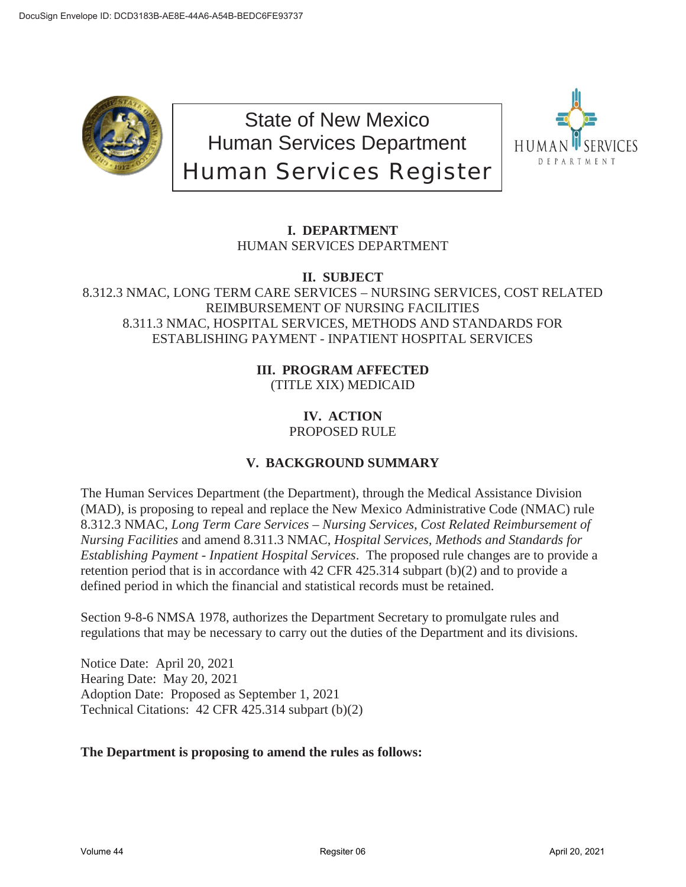# State of New Mexico
# Human Services Department
# Human Services Register

## I. DEPARTMENT

HUMAN SERVICES DEPARTMENT

## II. SUBJECT

8.312.3 NMAC, LONG TERM CARE SERVICES – NURSING SERVICES, COST RELATED REIMBURSEMENT OF NURSING FACILITIES
8.311.3 NMAC, HOSPITAL SERVICES, METHODS AND STANDARDS FOR ESTABLISHING PAYMENT - INPATIENT HOSPITAL SERVICES

## III. PROGRAM AFFECTED

(TITLE XIX) MEDICAID

## IV. ACTION

PROPOSED RULE

## V. BACKGROUND SUMMARY

The Human Services Department (the Department), through the Medical Assistance Division (MAD), is proposing to repeal and replace the New Mexico Administrative Code (NMAC) rule 8.312.3 NMAC, *Long Term Care Services – Nursing Services, Cost Related Reimbursement of Nursing Facilities* and amend 8.311.3 NMAC, *Hospital Services, Methods and Standards for Establishing Payment - Inpatient Hospital Services*. The proposed rule changes are to provide a retention period that is in accordance with 42 CFR 425.314 subpart (b)(2) and to provide a defined period in which the financial and statistical records must be retained.

Section 9-8-6 NMSA 1978, authorizes the Department Secretary to promulgate rules and regulations that may be necessary to carry out the duties of the Department and its divisions.

Notice Date: April 20, 2021
Hearing Date: May 20, 2021
Adoption Date: Proposed as September 1, 2021
Technical Citations: 42 CFR 425.314 subpart (b)(2)

**The Department is proposing to amend the rules as follows:**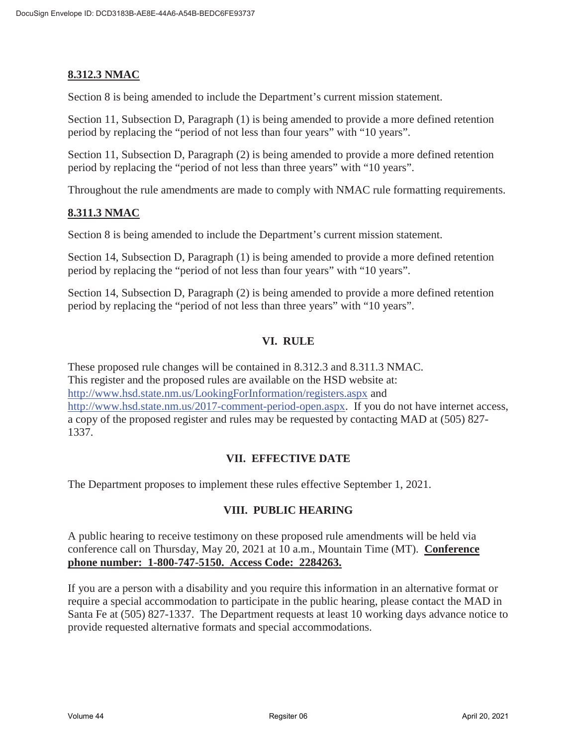**8.312.3 NMAC**

Section 8 is being amended to include the Department's current mission statement.

Section 11, Subsection D, Paragraph (1) is being amended to provide a more defined retention period by replacing the "period of not less than four years" with "10 years".

Section 11, Subsection D, Paragraph (2) is being amended to provide a more defined retention period by replacing the "period of not less than three years" with "10 years".

Throughout the rule amendments are made to comply with NMAC rule formatting requirements.

**8.311.3 NMAC**

Section 8 is being amended to include the Department's current mission statement.

Section 14, Subsection D, Paragraph (1) is being amended to provide a more defined retention period by replacing the "period of not less than four years" with "10 years".

Section 14, Subsection D, Paragraph (2) is being amended to provide a more defined retention period by replacing the "period of not less than three years" with "10 years".

## VI. RULE

These proposed rule changes will be contained in 8.312.3 and 8.311.3 NMAC.
This register and the proposed rules are available on the HSD website at:
http://www.hsd.state.nm.us/LookingForInformation/registers.aspx and
http://www.hsd.state.nm.us/2017-comment-period-open.aspx. If you do not have internet access, a copy of the proposed register and rules may be requested by contacting MAD at (505) 827-1337.

## VII. EFFECTIVE DATE

The Department proposes to implement these rules effective September 1, 2021.

## VIII. PUBLIC HEARING

A public hearing to receive testimony on these proposed rule amendments will be held via conference call on Thursday, May 20, 2021 at 10 a.m., Mountain Time (MT). **Conference phone number: 1-800-747-5150. Access Code: 2284263.**

If you are a person with a disability and you require this information in an alternative format or require a special accommodation to participate in the public hearing, please contact the MAD in Santa Fe at (505) 827-1337. The Department requests at least 10 working days advance notice to provide requested alternative formats and special accommodations.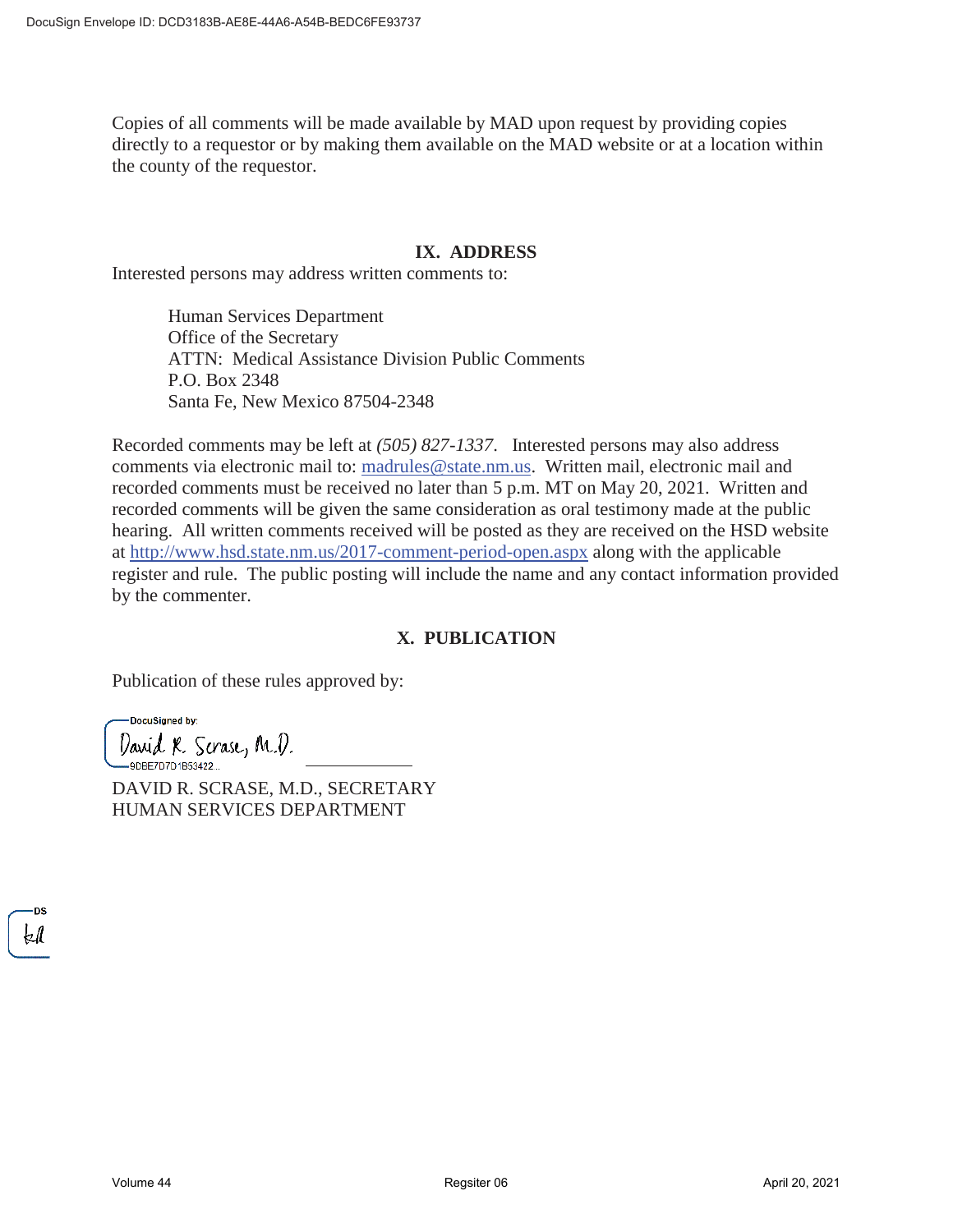Copies of all comments will be made available by MAD upon request by providing copies directly to a requestor or by making them available on the MAD website or at a location within the county of the requestor.

## IX. ADDRESS

Interested persons may address written comments to:

Human Services Department
Office of the Secretary
ATTN: Medical Assistance Division Public Comments
P.O. Box 2348
Santa Fe, New Mexico 87504-2348

Recorded comments may be left at *(505) 827-1337*. Interested persons may also address comments via electronic mail to: madrules@state.nm.us. Written mail, electronic mail and recorded comments must be received no later than 5 p.m. MT on May 20, 2021. Written and recorded comments will be given the same consideration as oral testimony made at the public hearing. All written comments received will be posted as they are received on the HSD website at http://www.hsd.state.nm.us/2017-comment-period-open.aspx along with the applicable register and rule. The public posting will include the name and any contact information provided by the commenter.

## X. PUBLICATION

Publication of these rules approved by:

DocuSigned by:
David R. Scrase, M.D.
9DBE7D7D1B53422...

DAVID R. SCRASE, M.D., SECRETARY
HUMAN SERVICES DEPARTMENT